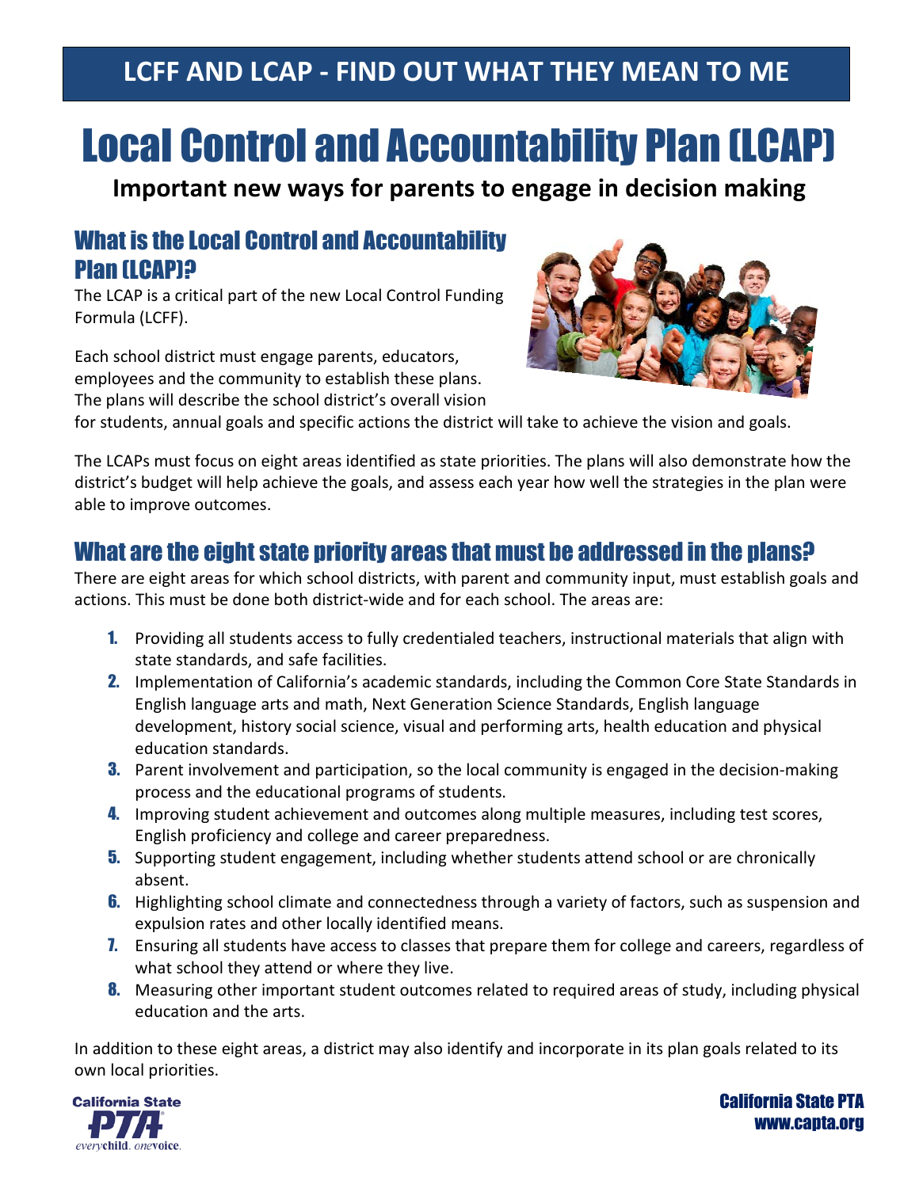# LCFF AND LCAP - FIND OUT WHAT THEY MEAN TO ME

# Local Control and Accountability Plan (LCAP)

**Important new ways for parents to engage in decision making**

## What is the Local Control and Accountability Plan (LCAP)?

The LCAP is a critical part of the new Local Control Funding Formula (LCFF).

Each school district must engage parents, educators, employees and the community to establish these plans. The plans will describe the school district's overall vision for students, annual goals and specific actions the district will take to achieve the vision and goals.

The LCAPs must focus on eight areas identified as state priorities. The plans will also demonstrate how the district's budget will help achieve the goals, and assess each year how well the strategies in the plan were able to improve outcomes.

## What are the eight state priority areas that must be addressed in the plans?

There are eight areas for which school districts, with parent and community input, must establish goals and actions. This must be done both district-wide and for each school. The areas are:

1. Providing all students access to fully credentialed teachers, instructional materials that align with state standards, and safe facilities.
2. Implementation of California's academic standards, including the Common Core State Standards in English language arts and math, Next Generation Science Standards, English language development, history social science, visual and performing arts, health education and physical education standards.
3. Parent involvement and participation, so the local community is engaged in the decision-making process and the educational programs of students.
4. Improving student achievement and outcomes along multiple measures, including test scores, English proficiency and college and career preparedness.
5. Supporting student engagement, including whether students attend school or are chronically absent.
6. Highlighting school climate and connectedness through a variety of factors, such as suspension and expulsion rates and other locally identified means.
7. Ensuring all students have access to classes that prepare them for college and careers, regardless of what school they attend or where they live.
8. Measuring other important student outcomes related to required areas of study, including physical education and the arts.

In addition to these eight areas, a district may also identify and incorporate in its plan goals related to its own local priorities.

California State PTA
www.capta.org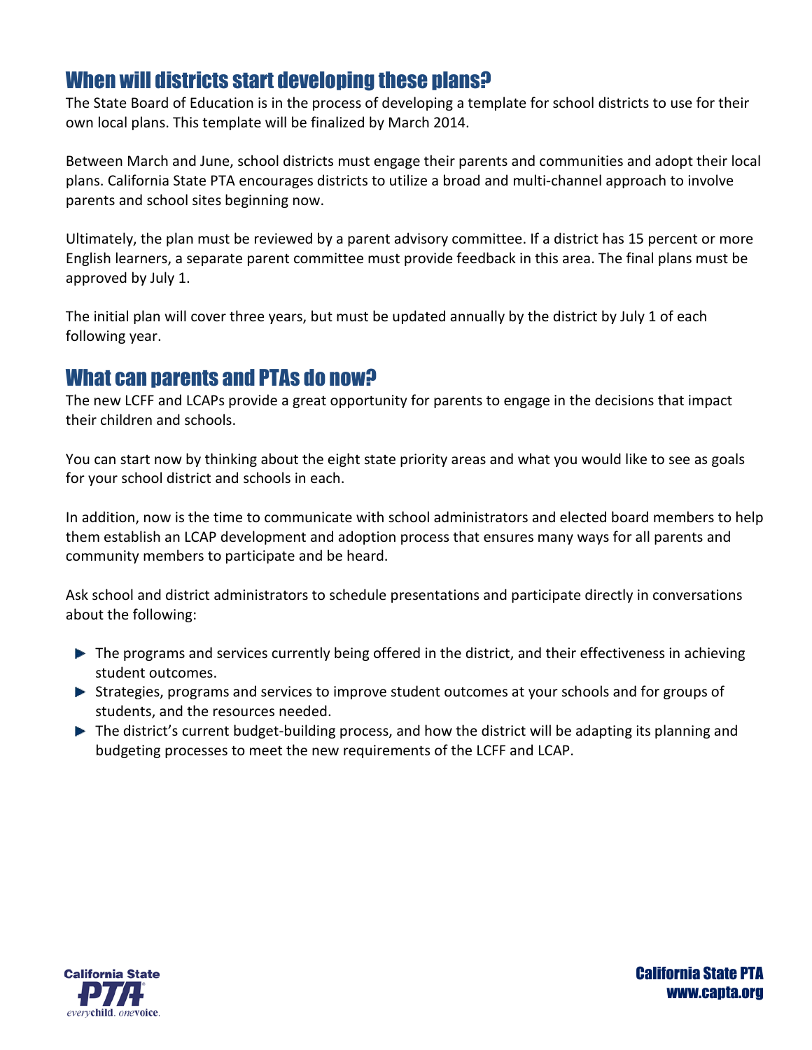## When will districts start developing these plans?

The State Board of Education is in the process of developing a template for school districts to use for their own local plans. This template will be finalized by March 2014.

Between March and June, school districts must engage their parents and communities and adopt their local plans. California State PTA encourages districts to utilize a broad and multi-channel approach to involve parents and school sites beginning now.

Ultimately, the plan must be reviewed by a parent advisory committee. If a district has 15 percent or more English learners, a separate parent committee must provide feedback in this area. The final plans must be approved by July 1.

The initial plan will cover three years, but must be updated annually by the district by July 1 of each following year.

## What can parents and PTAs do now?

The new LCFF and LCAPs provide a great opportunity for parents to engage in the decisions that impact their children and schools.

You can start now by thinking about the eight state priority areas and what you would like to see as goals for your school district and schools in each.

In addition, now is the time to communicate with school administrators and elected board members to help them establish an LCAP development and adoption process that ensures many ways for all parents and community members to participate and be heard.

Ask school and district administrators to schedule presentations and participate directly in conversations about the following:

- The programs and services currently being offered in the district, and their effectiveness in achieving student outcomes.
- Strategies, programs and services to improve student outcomes at your schools and for groups of students, and the resources needed.
- The district's current budget-building process, and how the district will be adapting its planning and budgeting processes to meet the new requirements of the LCFF and LCAP.

California State PTA
www.capta.org